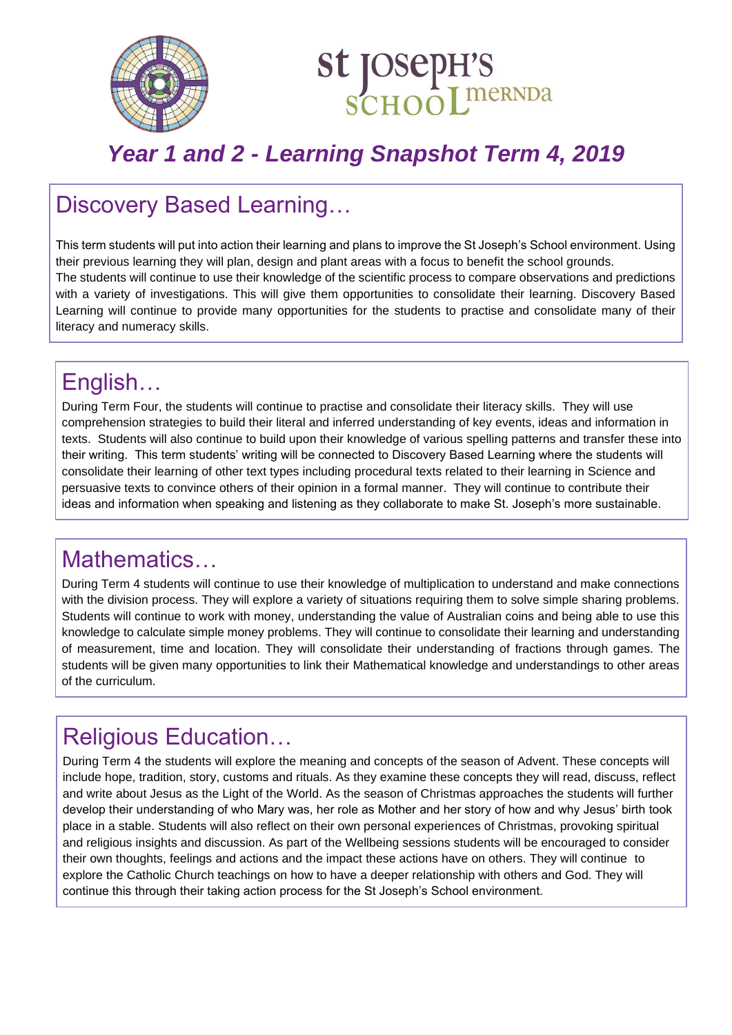St Joseph's School Mernda

# Year 1 and 2 - Learning Snapshot Term 4, 2019

## Discovery Based Learning…

This term students will put into action their learning and plans to improve the St Joseph's School environment. Using their previous learning they will plan, design and plant areas with a focus to benefit the school grounds.
The students will continue to use their knowledge of the scientific process to compare observations and predictions with a variety of investigations. This will give them opportunities to consolidate their learning. Discovery Based Learning will continue to provide many opportunities for the students to practise and consolidate many of their literacy and numeracy skills.

## English…

During Term Four, the students will continue to practise and consolidate their literacy skills. They will use comprehension strategies to build their literal and inferred understanding of key events, ideas and information in texts. Students will also continue to build upon their knowledge of various spelling patterns and transfer these into their writing. This term students' writing will be connected to Discovery Based Learning where the students will consolidate their learning of other text types including procedural texts related to their learning in Science and persuasive texts to convince others of their opinion in a formal manner. They will continue to contribute their ideas and information when speaking and listening as they collaborate to make St. Joseph's more sustainable.

## Mathematics…

During Term 4 students will continue to use their knowledge of multiplication to understand and make connections with the division process. They will explore a variety of situations requiring them to solve simple sharing problems. Students will continue to work with money, understanding the value of Australian coins and being able to use this knowledge to calculate simple money problems. They will continue to consolidate their learning and understanding of measurement, time and location. They will consolidate their understanding of fractions through games. The students will be given many opportunities to link their Mathematical knowledge and understandings to other areas of the curriculum.

## Religious Education…

During Term 4 the students will explore the meaning and concepts of the season of Advent. These concepts will include hope, tradition, story, customs and rituals. As they examine these concepts they will read, discuss, reflect and write about Jesus as the Light of the World. As the season of Christmas approaches the students will further develop their understanding of who Mary was, her role as Mother and her story of how and why Jesus' birth took place in a stable. Students will also reflect on their own personal experiences of Christmas, provoking spiritual and religious insights and discussion. As part of the Wellbeing sessions students will be encouraged to consider their own thoughts, feelings and actions and the impact these actions have on others. They will continue to explore the Catholic Church teachings on how to have a deeper relationship with others and God. They will continue this through their taking action process for the St Joseph's School environment.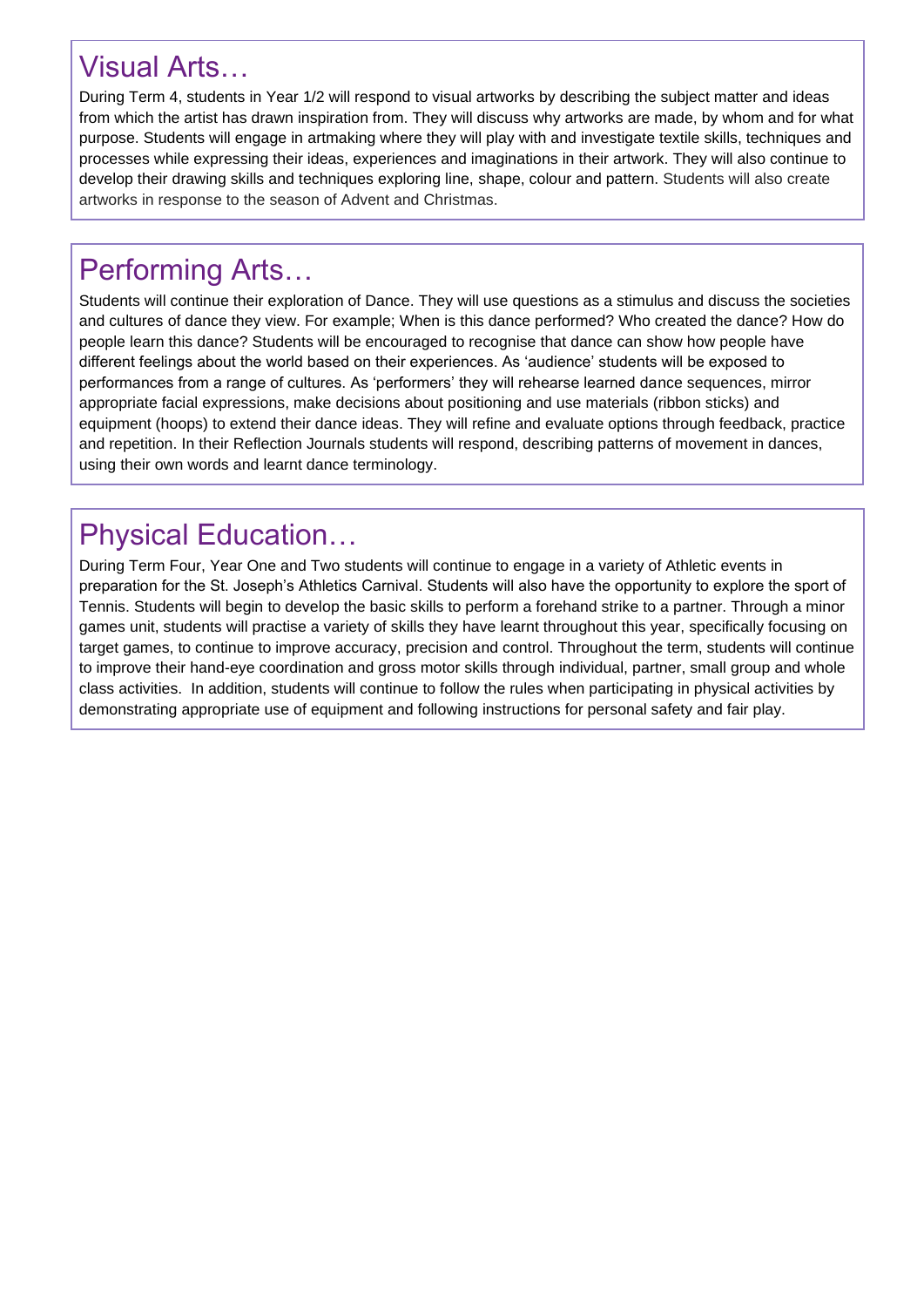## Visual Arts…

During Term 4, students in Year 1/2 will respond to visual artworks by describing the subject matter and ideas from which the artist has drawn inspiration from. They will discuss why artworks are made, by whom and for what purpose. Students will engage in artmaking where they will play with and investigate textile skills, techniques and processes while expressing their ideas, experiences and imaginations in their artwork. They will also continue to develop their drawing skills and techniques exploring line, shape, colour and pattern. Students will also create artworks in response to the season of Advent and Christmas.

## Performing Arts…

Students will continue their exploration of Dance. They will use questions as a stimulus and discuss the societies and cultures of dance they view. For example; When is this dance performed? Who created the dance? How do people learn this dance? Students will be encouraged to recognise that dance can show how people have different feelings about the world based on their experiences. As 'audience' students will be exposed to performances from a range of cultures. As 'performers' they will rehearse learned dance sequences, mirror appropriate facial expressions, make decisions about positioning and use materials (ribbon sticks) and equipment (hoops) to extend their dance ideas. They will refine and evaluate options through feedback, practice and repetition. In their Reflection Journals students will respond, describing patterns of movement in dances, using their own words and learnt dance terminology.

## Physical Education…

During Term Four, Year One and Two students will continue to engage in a variety of Athletic events in preparation for the St. Joseph's Athletics Carnival. Students will also have the opportunity to explore the sport of Tennis. Students will begin to develop the basic skills to perform a forehand strike to a partner. Through a minor games unit, students will practise a variety of skills they have learnt throughout this year, specifically focusing on target games, to continue to improve accuracy, precision and control. Throughout the term, students will continue to improve their hand-eye coordination and gross motor skills through individual, partner, small group and whole class activities. In addition, students will continue to follow the rules when participating in physical activities by demonstrating appropriate use of equipment and following instructions for personal safety and fair play.